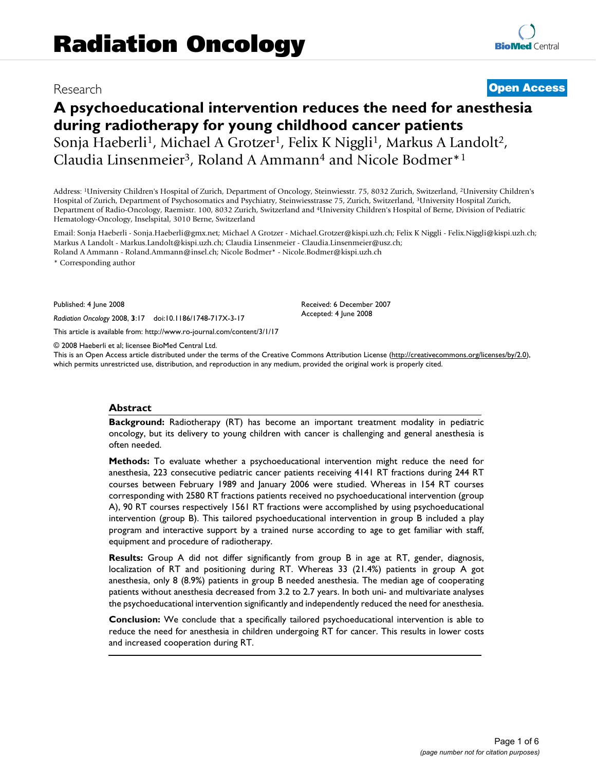Research

**Open Access**

# A psychoeducational intervention reduces the need for anesthesia during radiotherapy for young childhood cancer patients

Sonja Haeberli[1], Michael A Grotzer[1], Felix K Niggli[1], Markus A Landolt[2], Claudia Linsenmeier[3], Roland A Ammann[4] and Nicole Bodmer*[1]

Address: [1]University Children's Hospital of Zurich, Department of Oncology, Steinwiesstr. 75, 8032 Zurich, Switzerland, [2]University Children's Hospital of Zurich, Department of Psychosomatics and Psychiatry, Steinwiesstrasse 75, Zurich, Switzerland, [3]University Hospital Zurich, Department of Radio-Oncology, Raemistr. 100, 8032 Zurich, Switzerland and [4]University Children's Hospital of Berne, Division of Pediatric Hematology-Oncology, Inselspital, 3010 Berne, Switzerland

Email: Sonja Haeberli - Sonja.Haeberli@gmx.net; Michael A Grotzer - Michael.Grotzer@kispi.uzh.ch; Felix K Niggli - Felix.Niggli@kispi.uzh.ch; Markus A Landolt - Markus.Landolt@kispi.uzh.ch; Claudia Linsenmeier - Claudia.Linsenmeier@usz.ch; Roland A Ammann - Roland.Ammann@insel.ch; Nicole Bodmer* - Nicole.Bodmer@kispi.uzh.ch

* Corresponding author

Published: 4 June 2008

*Radiation Oncology* 2008, **3**:17 doi:10.1186/1748-717X-3-17

Received: 6 December 2007
Accepted: 4 June 2008

This article is available from: http://www.ro-journal.com/content/3/1/17

© 2008 Haeberli et al; licensee BioMed Central Ltd.

This is an Open Access article distributed under the terms of the Creative Commons Attribution License (http://creativecommons.org/licenses/by/2.0), which permits unrestricted use, distribution, and reproduction in any medium, provided the original work is properly cited.

## Abstract

**Background:** Radiotherapy (RT) has become an important treatment modality in pediatric oncology, but its delivery to young children with cancer is challenging and general anesthesia is often needed.

**Methods:** To evaluate whether a psychoeducational intervention might reduce the need for anesthesia, 223 consecutive pediatric cancer patients receiving 4141 RT fractions during 244 RT courses between February 1989 and January 2006 were studied. Whereas in 154 RT courses corresponding with 2580 RT fractions patients received no psychoeducational intervention (group A), 90 RT courses respectively 1561 RT fractions were accomplished by using psychoeducational intervention (group B). This tailored psychoeducational intervention in group B included a play program and interactive support by a trained nurse according to age to get familiar with staff, equipment and procedure of radiotherapy.

**Results:** Group A did not differ significantly from group B in age at RT, gender, diagnosis, localization of RT and positioning during RT. Whereas 33 (21.4%) patients in group A got anesthesia, only 8 (8.9%) patients in group B needed anesthesia. The median age of cooperating patients without anesthesia decreased from 3.2 to 2.7 years. In both uni- and multivariate analyses the psychoeducational intervention significantly and independently reduced the need for anesthesia.

**Conclusion:** We conclude that a specifically tailored psychoeducational intervention is able to reduce the need for anesthesia in children undergoing RT for cancer. This results in lower costs and increased cooperation during RT.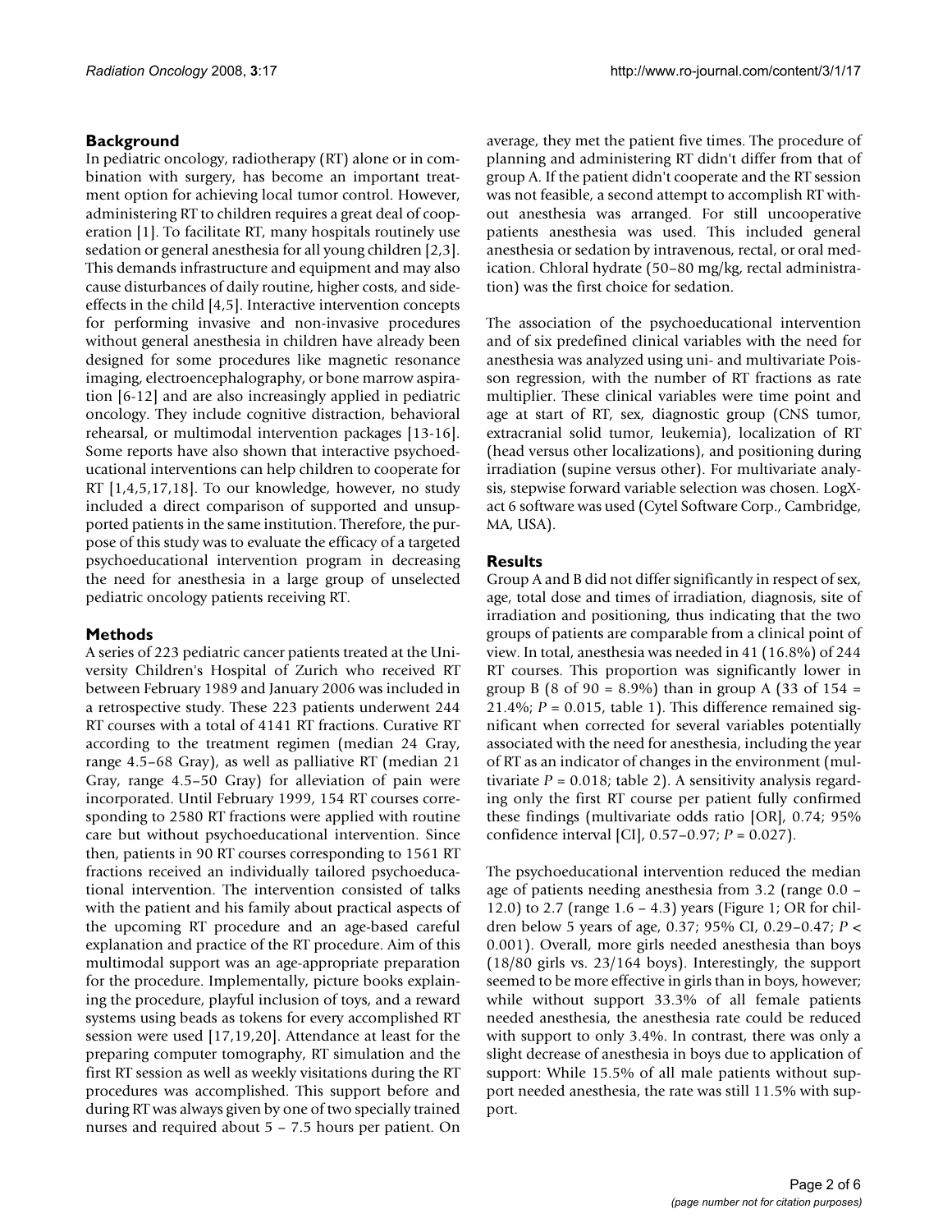## Background

In pediatric oncology, radiotherapy (RT) alone or in combination with surgery, has become an important treatment option for achieving local tumor control. However, administering RT to children requires a great deal of cooperation [1]. To facilitate RT, many hospitals routinely use sedation or general anesthesia for all young children [2,3]. This demands infrastructure and equipment and may also cause disturbances of daily routine, higher costs, and side-effects in the child [4,5]. Interactive intervention concepts for performing invasive and non-invasive procedures without general anesthesia in children have already been designed for some procedures like magnetic resonance imaging, electroencephalography, or bone marrow aspiration [6-12] and are also increasingly applied in pediatric oncology. They include cognitive distraction, behavioral rehearsal, or multimodal intervention packages [13-16]. Some reports have also shown that interactive psychoeducational interventions can help children to cooperate for RT [1,4,5,17,18]. To our knowledge, however, no study included a direct comparison of supported and unsupported patients in the same institution. Therefore, the purpose of this study was to evaluate the efficacy of a targeted psychoeducational intervention program in decreasing the need for anesthesia in a large group of unselected pediatric oncology patients receiving RT.

## Methods

A series of 223 pediatric cancer patients treated at the University Children's Hospital of Zurich who received RT between February 1989 and January 2006 was included in a retrospective study. These 223 patients underwent 244 RT courses with a total of 4141 RT fractions. Curative RT according to the treatment regimen (median 24 Gray, range 4.5–68 Gray), as well as palliative RT (median 21 Gray, range 4.5–50 Gray) for alleviation of pain were incorporated. Until February 1999, 154 RT courses corresponding to 2580 RT fractions were applied with routine care but without psychoeducational intervention. Since then, patients in 90 RT courses corresponding to 1561 RT fractions received an individually tailored psychoeducational intervention. The intervention consisted of talks with the patient and his family about practical aspects of the upcoming RT procedure and an age-based careful explanation and practice of the RT procedure. Aim of this multimodal support was an age-appropriate preparation for the procedure. Implementally, picture books explaining the procedure, playful inclusion of toys, and a reward systems using beads as tokens for every accomplished RT session were used [17,19,20]. Attendance at least for the preparing computer tomography, RT simulation and the first RT session as well as weekly visitations during the RT procedures was accomplished. This support before and during RT was always given by one of two specially trained nurses and required about 5 – 7.5 hours per patient. On average, they met the patient five times. The procedure of planning and administering RT didn't differ from that of group A. If the patient didn't cooperate and the RT session was not feasible, a second attempt to accomplish RT without anesthesia was arranged. For still uncooperative patients anesthesia was used. This included general anesthesia or sedation by intravenous, rectal, or oral medication. Chloral hydrate (50–80 mg/kg, rectal administration) was the first choice for sedation.

The association of the psychoeducational intervention and of six predefined clinical variables with the need for anesthesia was analyzed using uni- and multivariate Poisson regression, with the number of RT fractions as rate multiplier. These clinical variables were time point and age at start of RT, sex, diagnostic group (CNS tumor, extracranial solid tumor, leukemia), localization of RT (head versus other localizations), and positioning during irradiation (supine versus other). For multivariate analysis, stepwise forward variable selection was chosen. LogXact 6 software was used (Cytel Software Corp., Cambridge, MA, USA).

## Results

Group A and B did not differ significantly in respect of sex, age, total dose and times of irradiation, diagnosis, site of irradiation and positioning, thus indicating that the two groups of patients are comparable from a clinical point of view. In total, anesthesia was needed in 41 (16.8%) of 244 RT courses. This proportion was significantly lower in group B (8 of 90 = 8.9%) than in group A (33 of 154 = 21.4%; $P = 0.015$, table 1). This difference remained significant when corrected for several variables potentially associated with the need for anesthesia, including the year of RT as an indicator of changes in the environment (multivariate $P = 0.018$; table 2). A sensitivity analysis regarding only the first RT course per patient fully confirmed these findings (multivariate odds ratio [OR], 0.74; 95% confidence interval [CI], 0.57–0.97; $P = 0.027$).

The psychoeducational intervention reduced the median age of patients needing anesthesia from 3.2 (range 0.0 – 12.0) to 2.7 (range 1.6 – 4.3) years (Figure 1; OR for children below 5 years of age, 0.37; 95% CI, 0.29–0.47; $P < 0.001$). Overall, more girls needed anesthesia than boys (18/80 girls vs. 23/164 boys). Interestingly, the support seemed to be more effective in girls than in boys, however; while without support 33.3% of all female patients needed anesthesia, the anesthesia rate could be reduced with support to only 3.4%. In contrast, there was only a slight decrease of anesthesia in boys due to application of support: While 15.5% of all male patients without support needed anesthesia, the rate was still 11.5% with support.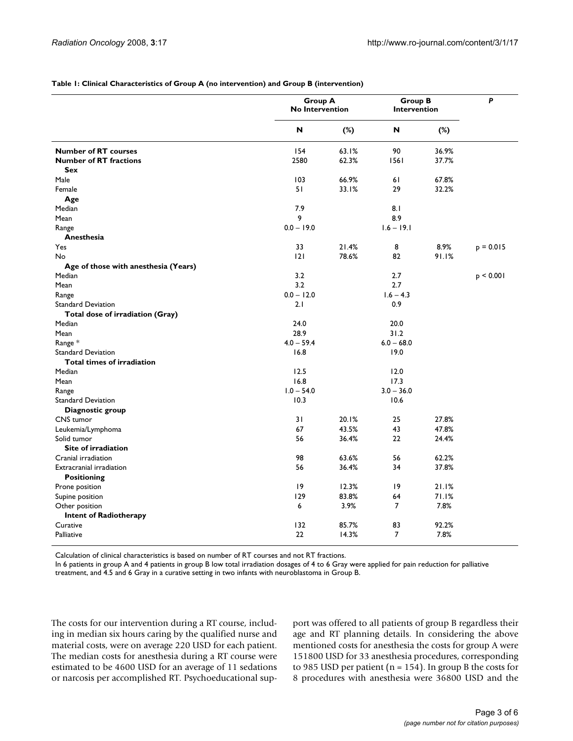**Table 1: Clinical Characteristics of Group A (no intervention) and Group B (intervention)**

| | Group A No Intervention | | Group B Intervention | | *P* |
|---|---|---|---|---|---|
| | N | (%) | N | (%) | |
| **Number of RT courses** | 154 | 63.1% | 90 | 36.9% | |
| **Number of RT fractions** | 2580 | 62.3% | 1561 | 37.7% | |
| **Sex** | | | | | |
| Male | 103 | 66.9% | 61 | 67.8% | |
| Female | 51 | 33.1% | 29 | 32.2% | |
| **Age** | | | | | |
| Median | 7.9 | | 8.1 | | |
| Mean | 9 | | 8.9 | | |
| Range | 0.0 – 19.0 | | 1.6 – 19.1 | | |
| **Anesthesia** | | | | | |
| Yes | 33 | 21.4% | 8 | 8.9% | p = 0.015 |
| No | 121 | 78.6% | 82 | 91.1% | |
| **Age of those with anesthesia (Years)** | | | | | |
| Median | 3.2 | | 2.7 | | p < 0.001 |
| Mean | 3.2 | | 2.7 | | |
| Range | 0.0 – 12.0 | | 1.6 – 4.3 | | |
| Standard Deviation | 2.1 | | 0.9 | | |
| **Total dose of irradiation (Gray)** | | | | | |
| Median | 24.0 | | 20.0 | | |
| Mean | 28.9 | | 31.2 | | |
| Range * | 4.0 – 59.4 | | 6.0 – 68.0 | | |
| Standard Deviation | 16.8 | | 19.0 | | |
| **Total times of irradiation** | | | | | |
| Median | 12.5 | | 12.0 | | |
| Mean | 16.8 | | 17.3 | | |
| Range | 1.0 – 54.0 | | 3.0 – 36.0 | | |
| Standard Deviation | 10.3 | | 10.6 | | |
| **Diagnostic group** | | | | | |
| CNS tumor | 31 | 20.1% | 25 | 27.8% | |
| Leukemia/Lymphoma | 67 | 43.5% | 43 | 47.8% | |
| Solid tumor | 56 | 36.4% | 22 | 24.4% | |
| **Site of irradiation** | | | | | |
| Cranial irradiation | 98 | 63.6% | 56 | 62.2% | |
| Extracranial irradiation | 56 | 36.4% | 34 | 37.8% | |
| **Positioning** | | | | | |
| Prone position | 19 | 12.3% | 19 | 21.1% | |
| Supine position | 129 | 83.8% | 64 | 71.1% | |
| Other position | 6 | 3.9% | 7 | 7.8% | |
| **Intent of Radiotherapy** | | | | | |
| Curative | 132 | 85.7% | 83 | 92.2% | |
| Palliative | 22 | 14.3% | 7 | 7.8% | |

Calculation of clinical characteristics is based on number of RT courses and not RT fractions.
In 6 patients in group A and 4 patients in group B low total irradiation dosages of 4 to 6 Gray were applied for pain reduction for palliative treatment, and 4.5 and 6 Gray in a curative setting in two infants with neuroblastoma in Group B.

The costs for our intervention during a RT course, including in median six hours caring by the qualified nurse and material costs, were on average 220 USD for each patient. The median costs for anesthesia during a RT course were estimated to be 4600 USD for an average of 11 sedations or narcosis per accomplished RT. Psychoeducational support was offered to all patients of group B regardless their age and RT planning details. In considering the above mentioned costs for anesthesia the costs for group A were 151800 USD for 33 anesthesia procedures, corresponding to 985 USD per patient (n = 154). In group B the costs for 8 procedures with anesthesia were 36800 USD and the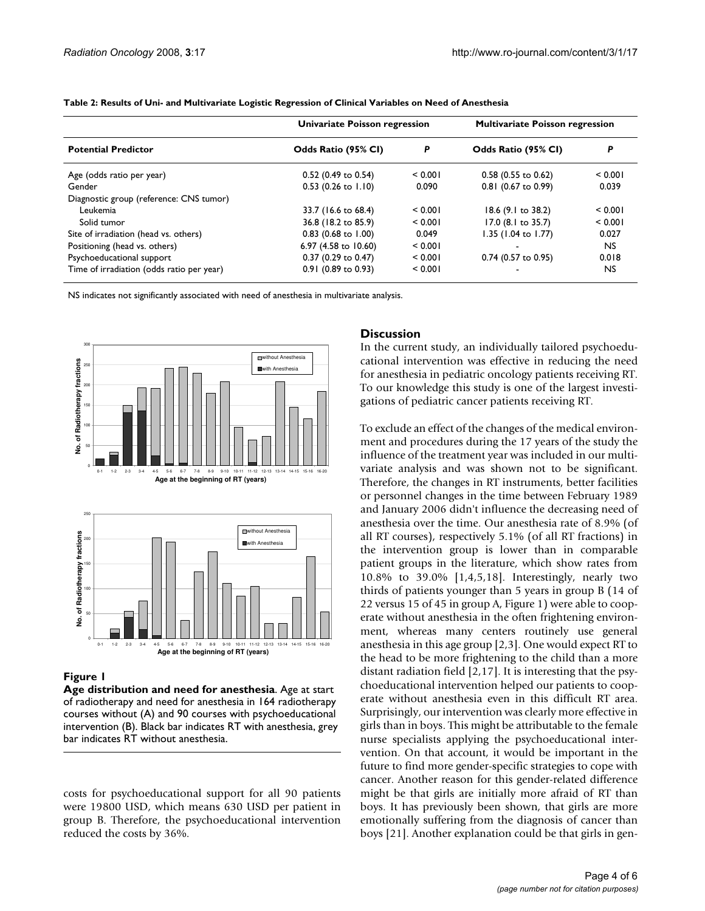**Table 2: Results of Uni- and Multivariate Logistic Regression of Clinical Variables on Need of Anesthesia**

| | Univariate Poisson regression | | Multivariate Poisson regression | |
|---|---|---|---|---|
| **Potential Predictor** | **Odds Ratio (95% CI)** | ***P*** | **Odds Ratio (95% CI)** | ***P*** |
| Age (odds ratio per year) | 0.52 (0.49 to 0.54) | < 0.001 | 0.58 (0.55 to 0.62) | < 0.001 |
| Gender | 0.53 (0.26 to 1.10) | 0.090 | 0.81 (0.67 to 0.99) | 0.039 |
| Diagnostic group (reference: CNS tumor) | | | | |
| Leukemia | 33.7 (16.6 to 68.4) | < 0.001 | 18.6 (9.1 to 38.2) | < 0.001 |
| Solid tumor | 36.8 (18.2 to 85.9) | < 0.001 | 17.0 (8.1 to 35.7) | < 0.001 |
| Site of irradiation (head vs. others) | 0.83 (0.68 to 1.00) | 0.049 | 1.35 (1.04 to 1.77) | 0.027 |
| Positioning (head vs. others) | 6.97 (4.58 to 10.60) | < 0.001 | - | NS |
| Psychoeducational support | 0.37 (0.29 to 0.47) | < 0.001 | 0.74 (0.57 to 0.95) | 0.018 |
| Time of irradiation (odds ratio per year) | 0.91 (0.89 to 0.93) | < 0.001 | - | NS |

NS indicates not significantly associated with need of anesthesia in multivariate analysis.

**Figure 1**

**Age distribution and need for anesthesia**. Age at start of radiotherapy and need for anesthesia in 164 radiotherapy courses without (A) and 90 courses with psychoeducational intervention (B). Black bar indicates RT with anesthesia, grey bar indicates RT without anesthesia.

costs for psychoeducational support for all 90 patients were 19800 USD, which means 630 USD per patient in group B. Therefore, the psychoeducational intervention reduced the costs by 36%.

## Discussion

In the current study, an individually tailored psychoeducational intervention was effective in reducing the need for anesthesia in pediatric oncology patients receiving RT. To our knowledge this study is one of the largest investigations of pediatric cancer patients receiving RT.

To exclude an effect of the changes of the medical environment and procedures during the 17 years of the study the influence of the treatment year was included in our multivariate analysis and was shown not to be significant. Therefore, the changes in RT instruments, better facilities or personnel changes in the time between February 1989 and January 2006 didn't influence the decreasing need of anesthesia over the time. Our anesthesia rate of 8.9% (of all RT courses), respectively 5.1% (of all RT fractions) in the intervention group is lower than in comparable patient groups in the literature, which show rates from 10.8% to 39.0% [1,4,5,18]. Interestingly, nearly two thirds of patients younger than 5 years in group B (14 of 22 versus 15 of 45 in group A, Figure 1) were able to cooperate without anesthesia in the often frightening environment, whereas many centers routinely use general anesthesia in this age group [2,3]. One would expect RT to the head to be more frightening to the child than a more distant radiation field [2,17]. It is interesting that the psychoeducational intervention helped our patients to cooperate without anesthesia even in this difficult RT area. Surprisingly, our intervention was clearly more effective in girls than in boys. This might be attributable to the female nurse specialists applying the psychoeducational intervention. On that account, it would be important in the future to find more gender-specific strategies to cope with cancer. Another reason for this gender-related difference might be that girls are initially more afraid of RT than boys. It has previously been shown, that girls are more emotionally suffering from the diagnosis of cancer than boys [21]. Another explanation could be that girls in gen-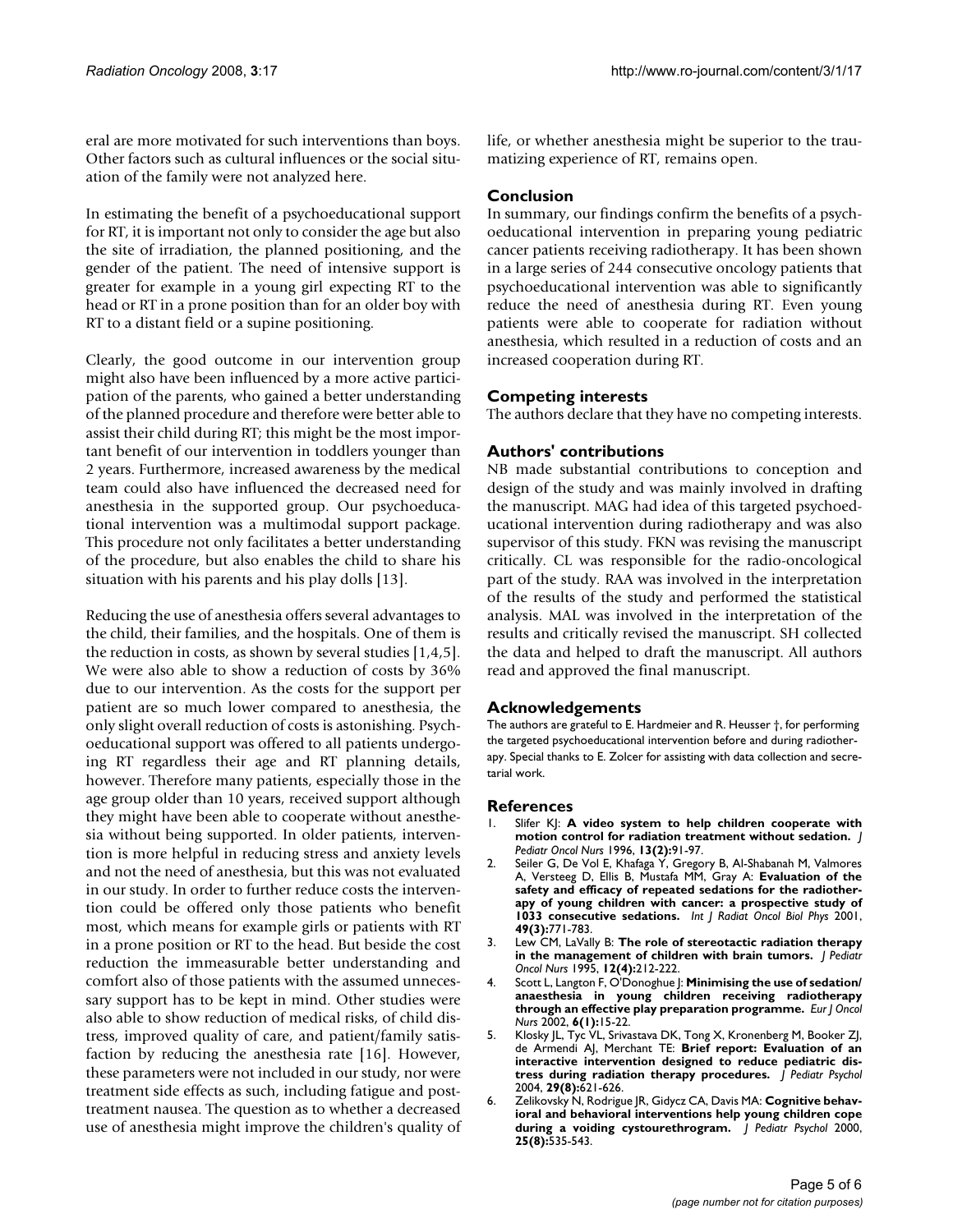eral are more motivated for such interventions than boys. Other factors such as cultural influences or the social situation of the family were not analyzed here.

In estimating the benefit of a psychoeducational support for RT, it is important not only to consider the age but also the site of irradiation, the planned positioning, and the gender of the patient. The need of intensive support is greater for example in a young girl expecting RT to the head or RT in a prone position than for an older boy with RT to a distant field or a supine positioning.

Clearly, the good outcome in our intervention group might also have been influenced by a more active participation of the parents, who gained a better understanding of the planned procedure and therefore were better able to assist their child during RT; this might be the most important benefit of our intervention in toddlers younger than 2 years. Furthermore, increased awareness by the medical team could also have influenced the decreased need for anesthesia in the supported group. Our psychoeducational intervention was a multimodal support package. This procedure not only facilitates a better understanding of the procedure, but also enables the child to share his situation with his parents and his play dolls [13].

Reducing the use of anesthesia offers several advantages to the child, their families, and the hospitals. One of them is the reduction in costs, as shown by several studies [1,4,5]. We were also able to show a reduction of costs by 36% due to our intervention. As the costs for the support per patient are so much lower compared to anesthesia, the only slight overall reduction of costs is astonishing. Psychoeducational support was offered to all patients undergoing RT regardless their age and RT planning details, however. Therefore many patients, especially those in the age group older than 10 years, received support although they might have been able to cooperate without anesthesia without being supported. In older patients, intervention is more helpful in reducing stress and anxiety levels and not the need of anesthesia, but this was not evaluated in our study. In order to further reduce costs the intervention could be offered only those patients who benefit most, which means for example girls or patients with RT in a prone position or RT to the head. But beside the cost reduction the immeasurable better understanding and comfort also of those patients with the assumed unnecessary support has to be kept in mind. Other studies were also able to show reduction of medical risks, of child distress, improved quality of care, and patient/family satisfaction by reducing the anesthesia rate [16]. However, these parameters were not included in our study, nor were treatment side effects as such, including fatigue and post-treatment nausea. The question as to whether a decreased use of anesthesia might improve the children's quality of life, or whether anesthesia might be superior to the traumatizing experience of RT, remains open.

## Conclusion

In summary, our findings confirm the benefits of a psychoeducational intervention in preparing young pediatric cancer patients receiving radiotherapy. It has been shown in a large series of 244 consecutive oncology patients that psychoeducational intervention was able to significantly reduce the need of anesthesia during RT. Even young patients were able to cooperate for radiation without anesthesia, which resulted in a reduction of costs and an increased cooperation during RT.

## Competing interests

The authors declare that they have no competing interests.

## Authors' contributions

NB made substantial contributions to conception and design of the study and was mainly involved in drafting the manuscript. MAG had idea of this targeted psychoeducational intervention during radiotherapy and was also supervisor of this study. FKN was revising the manuscript critically. CL was responsible for the radio-oncological part of the study. RAA was involved in the interpretation of the results of the study and performed the statistical analysis. MAL was involved in the interpretation of the results and critically revised the manuscript. SH collected the data and helped to draft the manuscript. All authors read and approved the final manuscript.

## Acknowledgements

The authors are grateful to E. Hardmeier and R. Heusser †, for performing the targeted psychoeducational intervention before and during radiotherapy. Special thanks to E. Zolcer for assisting with data collection and secretarial work.

## References

1. Slifer KJ: **A video system to help children cooperate with motion control for radiation treatment without sedation.** *J Pediatr Oncol Nurs* 1996, **13(2):**91-97.
2. Seiler G, De Vol E, Khafaga Y, Gregory B, Al-Shabanah M, Valmores A, Versteeg D, Ellis B, Mustafa MM, Gray A: **Evaluation of the safety and efficacy of repeated sedations for the radiotherapy of young children with cancer: a prospective study of 1033 consecutive sedations.** *Int J Radiat Oncol Biol Phys* 2001, **49(3):**771-783.
3. Lew CM, LaVally B: **The role of stereotactic radiation therapy in the management of children with brain tumors.** *J Pediatr Oncol Nurs* 1995, **12(4):**212-222.
4. Scott L, Langton F, O'Donoghue J: **Minimising the use of sedation/anaesthesia in young children receiving radiotherapy through an effective play preparation programme.** *Eur J Oncol Nurs* 2002, **6(1):**15-22.
5. Klosky JL, Tyc VL, Srivastava DK, Tong X, Kronenberg M, Booker ZJ, de Armendi AJ, Merchant TE: **Brief report: Evaluation of an interactive intervention designed to reduce pediatric distress during radiation therapy procedures.** *J Pediatr Psychol* 2004, **29(8):**621-626.
6. Zelikovsky N, Rodrigue JR, Gidycz CA, Davis MA: **Cognitive behavioral and behavioral interventions help young children cope during a voiding cystourethrogram.** *J Pediatr Psychol* 2000, **25(8):**535-543.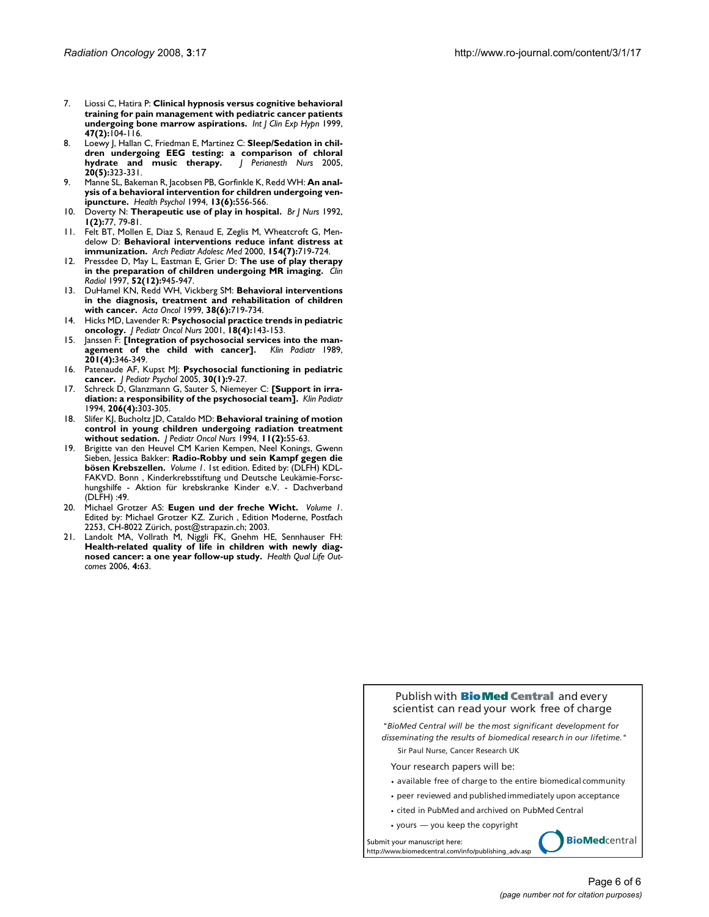7. Liossi C, Hatira P: **Clinical hypnosis versus cognitive behavioral training for pain management with pediatric cancer patients undergoing bone marrow aspirations.** *Int J Clin Exp Hypn* 1999, **47(2):**104-116.
8. Loewy J, Hallan C, Friedman E, Martinez C: **Sleep/Sedation in children undergoing EEG testing: a comparison of chloral hydrate and music therapy.** *J Perianesth Nurs* 2005, **20(5):**323-331.
9. Manne SL, Bakeman R, Jacobsen PB, Gorfinkle K, Redd WH: **An analysis of a behavioral intervention for children undergoing venipuncture.** *Health Psychol* 1994, **13(6):**556-566.
10. Doverty N: **Therapeutic use of play in hospital.** *Br J Nurs* 1992, **1(2):**77, 79-81.
11. Felt BT, Mollen E, Diaz S, Renaud E, Zeglis M, Wheatcroft G, Mendelow D: **Behavioral interventions reduce infant distress at immunization.** *Arch Pediatr Adolesc Med* 2000, **154(7):**719-724.
12. Pressdee D, May L, Eastman E, Grier D: **The use of play therapy in the preparation of children undergoing MR imaging.** *Clin Radiol* 1997, **52(12):**945-947.
13. DuHamel KN, Redd WH, Vickberg SM: **Behavioral interventions in the diagnosis, treatment and rehabilitation of children with cancer.** *Acta Oncol* 1999, **38(6):**719-734.
14. Hicks MD, Lavender R: **Psychosocial practice trends in pediatric oncology.** *J Pediatr Oncol Nurs* 2001, **18(4):**143-153.
15. Janssen F: **[Integration of psychosocial services into the management of the child with cancer].** *Klin Padiatr* 1989, **201(4):**346-349.
16. Patenaude AF, Kupst MJ: **Psychosocial functioning in pediatric cancer.** *J Pediatr Psychol* 2005, **30(1):**9-27.
17. Schreck D, Glanzmann G, Sauter S, Niemeyer C: **[Support in irradiation: a responsibility of the psychosocial team].** *Klin Padiatr* 1994, **206(4):**303-305.
18. Slifer KJ, Bucholtz JD, Cataldo MD: **Behavioral training of motion control in young children undergoing radiation treatment without sedation.** *J Pediatr Oncol Nurs* 1994, **11(2):**55-63.
19. Brigitte van den Heuvel CM Karien Kempen, Neel Konings, Gwenn Sieben, Jessica Bakker: **Radio-Robby und sein Kampf gegen die bösen Krebszellen.** *Volume 1*. 1st edition. Edited by: (DLFH) KDL-FAKVD. Bonn , Kinderkrebsstiftung und Deutsche Leukämie-Forschungshilfe - Aktion für krebskranke Kinder e.V. - Dachverband (DLFH) :49.
20. Michael Grotzer AS: **Eugen und der freche Wicht.** *Volume 1*. Edited by: Michael Grotzer KZ. Zurich , Edition Moderne, Postfach 2253, CH-8022 Zürich, post@strapazin.ch; 2003.
21. Landolt MA, Vollrath M, Niggli FK, Gnehm HE, Sennhauser FH: **Health-related quality of life in children with newly diagnosed cancer: a one year follow-up study.** *Health Qual Life Outcomes* 2006, **4:**63.

Publish with **BioMed Central** and every scientist can read your work free of charge

*"BioMed Central will be the most significant development for disseminating the results of biomedical research in our lifetime."*

Sir Paul Nurse, Cancer Research UK

Your research papers will be:

- available free of charge to the entire biomedical community
- peer reviewed and published immediately upon acceptance
- cited in PubMed and archived on PubMed Central
- yours — you keep the copyright

Submit your manuscript here:
http://www.biomedcentral.com/info/publishing_adv.asp

**BioMed**central